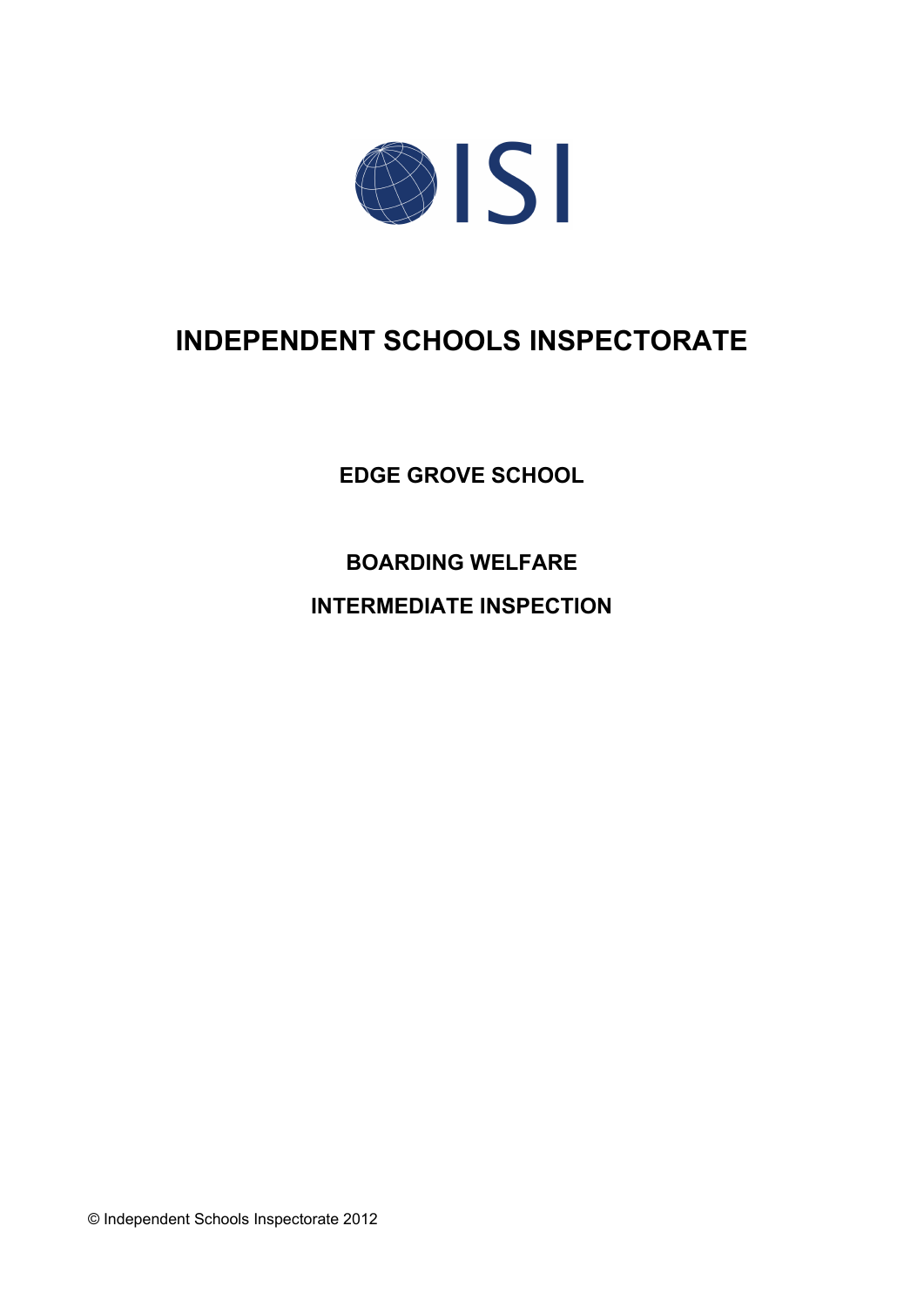ISI

# INDEPENDENT SCHOOLS INSPECTORATE

## EDGE GROVE SCHOOL

## BOARDING WELFARE

## INTERMEDIATE INSPECTION

© Independent Schools Inspectorate 2012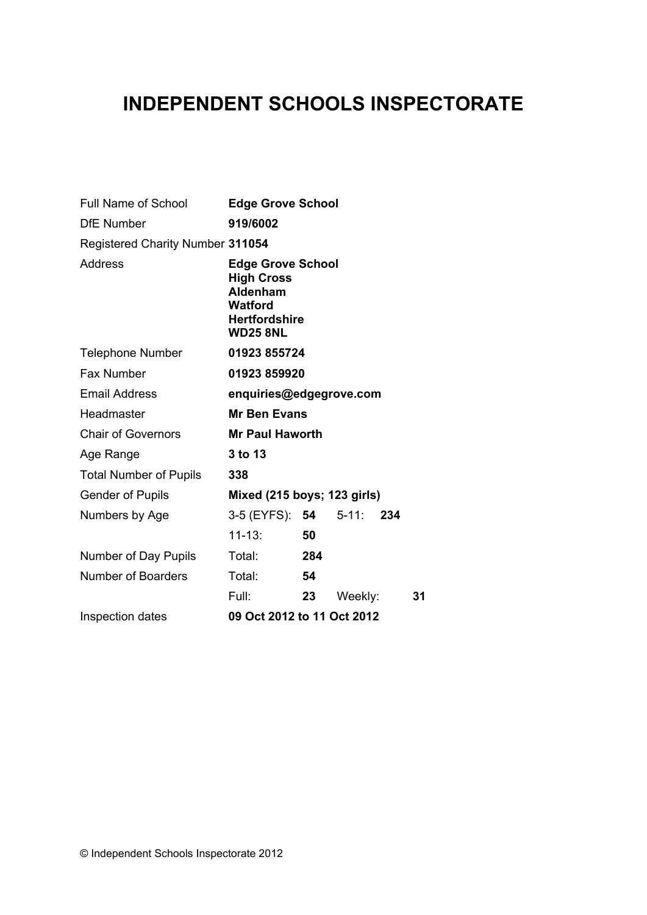# INDEPENDENT SCHOOLS INSPECTORATE

| | | | | | |
|---|---|---|---|---|---|
| Full Name of School | **Edge Grove School** | | | | |
| DfE Number | **919/6002** | | | | |
| Registered Charity Number | **311054** | | | | |
| Address | **Edge Grove School**<br>**High Cross**<br>**Aldenham**<br>**Watford**<br>**Hertfordshire**<br>**WD25 8NL** | | | | |
| Telephone Number | **01923 855724** | | | | |
| Fax Number | **01923 859920** | | | | |
| Email Address | **enquiries@edgegrove.com** | | | | |
| Headmaster | **Mr Ben Evans** | | | | |
| Chair of Governors | **Mr Paul Haworth** | | | | |
| Age Range | **3 to 13** | | | | |
| Total Number of Pupils | **338** | | | | |
| Gender of Pupils | **Mixed (215 boys; 123 girls)** | | | | |
| Numbers by Age | 3-5 (EYFS): | **54** | 5-11: | **234** | |
| | 11-13: | **50** | | | |
| Number of Day Pupils | Total: | **284** | | | |
| Number of Boarders | Total: | **54** | | | |
| | Full: | **23** | Weekly: | | **31** |
| Inspection dates | **09 Oct 2012 to 11 Oct 2012** | | | | |

© Independent Schools Inspectorate 2012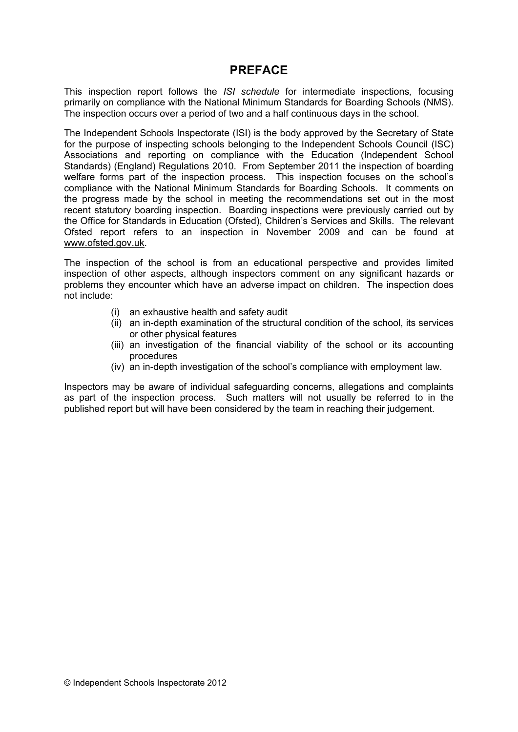# PREFACE

This inspection report follows the *ISI schedule* for intermediate inspections, focusing primarily on compliance with the National Minimum Standards for Boarding Schools (NMS). The inspection occurs over a period of two and a half continuous days in the school.

The Independent Schools Inspectorate (ISI) is the body approved by the Secretary of State for the purpose of inspecting schools belonging to the Independent Schools Council (ISC) Associations and reporting on compliance with the Education (Independent School Standards) (England) Regulations 2010. From September 2011 the inspection of boarding welfare forms part of the inspection process. This inspection focuses on the school's compliance with the National Minimum Standards for Boarding Schools. It comments on the progress made by the school in meeting the recommendations set out in the most recent statutory boarding inspection. Boarding inspections were previously carried out by the Office for Standards in Education (Ofsted), Children's Services and Skills. The relevant Ofsted report refers to an inspection in November 2009 and can be found at www.ofsted.gov.uk.

The inspection of the school is from an educational perspective and provides limited inspection of other aspects, although inspectors comment on any significant hazards or problems they encounter which have an adverse impact on children. The inspection does not include:

(i) an exhaustive health and safety audit
(ii) an in-depth examination of the structural condition of the school, its services or other physical features
(iii) an investigation of the financial viability of the school or its accounting procedures
(iv) an in-depth investigation of the school's compliance with employment law.

Inspectors may be aware of individual safeguarding concerns, allegations and complaints as part of the inspection process. Such matters will not usually be referred to in the published report but will have been considered by the team in reaching their judgement.

© Independent Schools Inspectorate 2012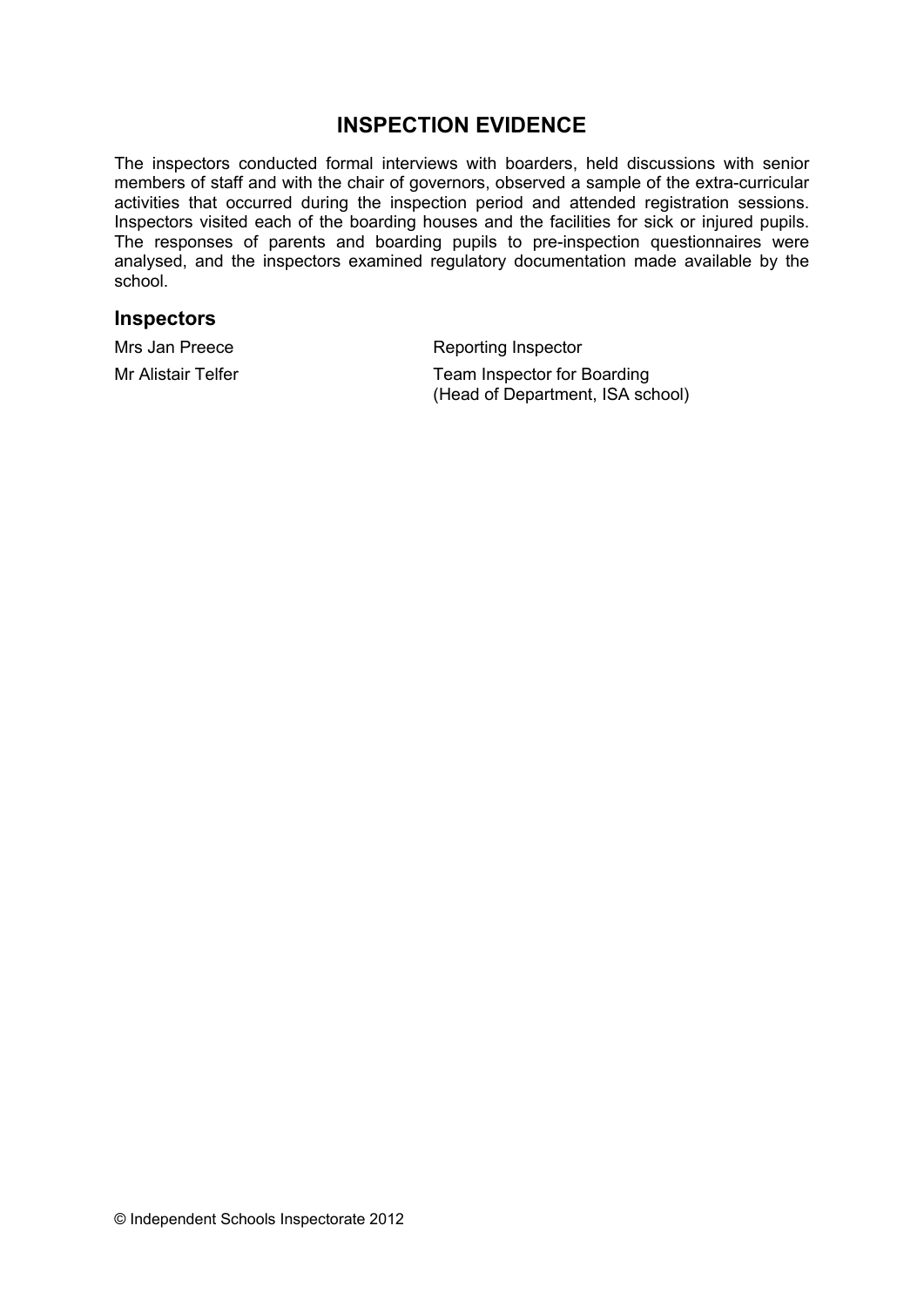## INSPECTION EVIDENCE

The inspectors conducted formal interviews with boarders, held discussions with senior members of staff and with the chair of governors, observed a sample of the extra-curricular activities that occurred during the inspection period and attended registration sessions. Inspectors visited each of the boarding houses and the facilities for sick or injured pupils. The responses of parents and boarding pupils to pre-inspection questionnaires were analysed, and the inspectors examined regulatory documentation made available by the school.

### Inspectors

| | |
|---|---|
| Mrs Jan Preece | Reporting Inspector |
| Mr Alistair Telfer | Team Inspector for Boarding (Head of Department, ISA school) |

© Independent Schools Inspectorate 2012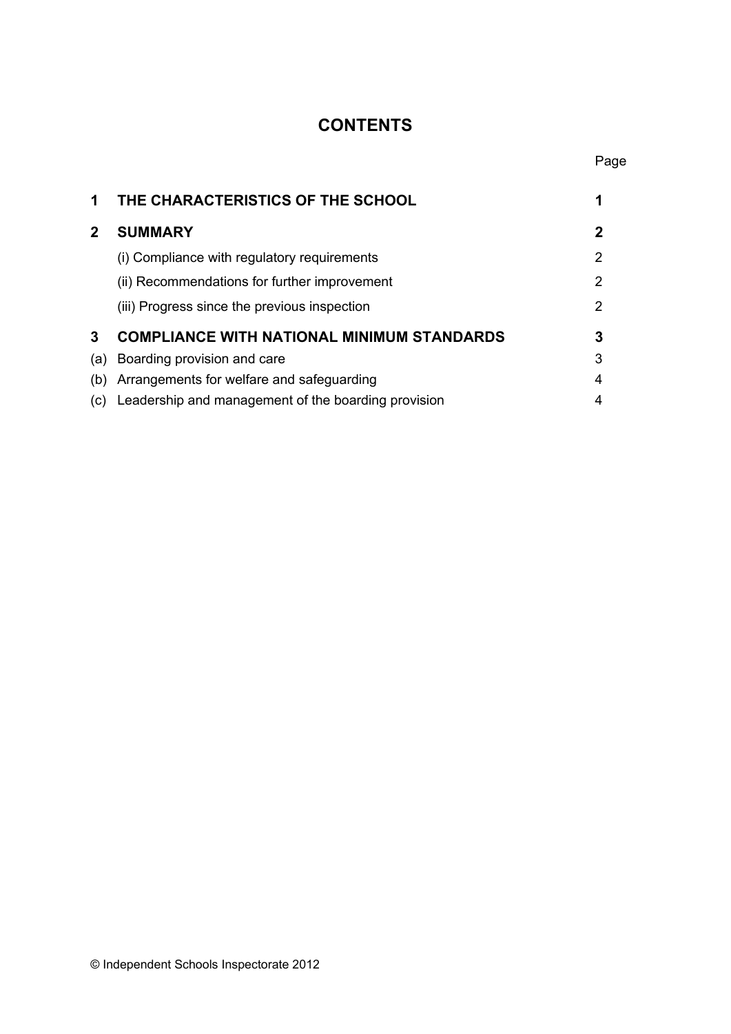# CONTENTS

| | | Page |
|---|---|---|
| **1** | **THE CHARACTERISTICS OF THE SCHOOL** | **1** |
| **2** | **SUMMARY** | **2** |
| | (i) Compliance with regulatory requirements | 2 |
| | (ii) Recommendations for further improvement | 2 |
| | (iii) Progress since the previous inspection | 2 |
| **3** | **COMPLIANCE WITH NATIONAL MINIMUM STANDARDS** | **3** |
| (a) | Boarding provision and care | 3 |
| (b) | Arrangements for welfare and safeguarding | 4 |
| (c) | Leadership and management of the boarding provision | 4 |

© Independent Schools Inspectorate 2012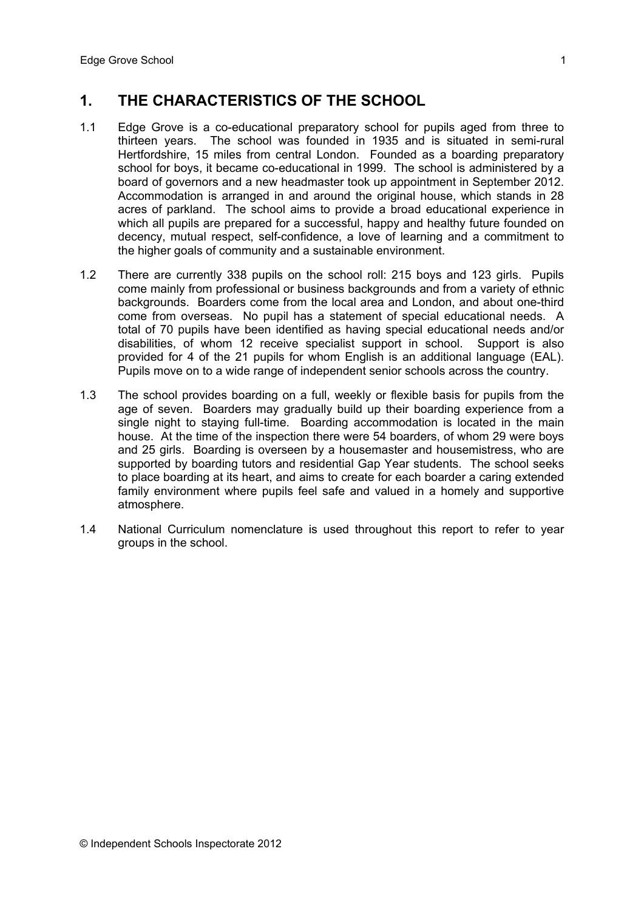## 1. THE CHARACTERISTICS OF THE SCHOOL

1.1 Edge Grove is a co-educational preparatory school for pupils aged from three to thirteen years. The school was founded in 1935 and is situated in semi-rural Hertfordshire, 15 miles from central London. Founded as a boarding preparatory school for boys, it became co-educational in 1999. The school is administered by a board of governors and a new headmaster took up appointment in September 2012. Accommodation is arranged in and around the original house, which stands in 28 acres of parkland. The school aims to provide a broad educational experience in which all pupils are prepared for a successful, happy and healthy future founded on decency, mutual respect, self-confidence, a love of learning and a commitment to the higher goals of community and a sustainable environment.

1.2 There are currently 338 pupils on the school roll: 215 boys and 123 girls. Pupils come mainly from professional or business backgrounds and from a variety of ethnic backgrounds. Boarders come from the local area and London, and about one-third come from overseas. No pupil has a statement of special educational needs. A total of 70 pupils have been identified as having special educational needs and/or disabilities, of whom 12 receive specialist support in school. Support is also provided for 4 of the 21 pupils for whom English is an additional language (EAL). Pupils move on to a wide range of independent senior schools across the country.

1.3 The school provides boarding on a full, weekly or flexible basis for pupils from the age of seven. Boarders may gradually build up their boarding experience from a single night to staying full-time. Boarding accommodation is located in the main house. At the time of the inspection there were 54 boarders, of whom 29 were boys and 25 girls. Boarding is overseen by a housemaster and housemistress, who are supported by boarding tutors and residential Gap Year students. The school seeks to place boarding at its heart, and aims to create for each boarder a caring extended family environment where pupils feel safe and valued in a homely and supportive atmosphere.

1.4 National Curriculum nomenclature is used throughout this report to refer to year groups in the school.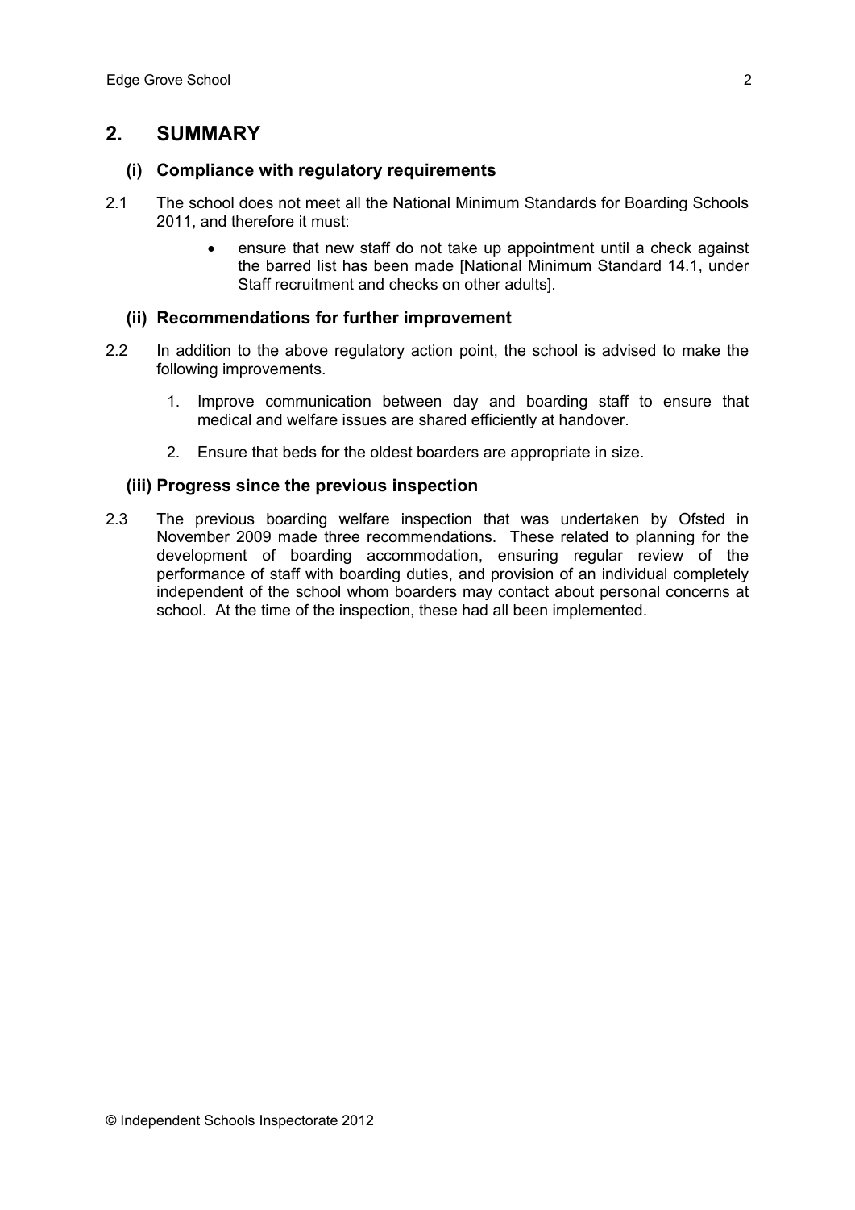## 2. SUMMARY

### (i) Compliance with regulatory requirements

2.1 The school does not meet all the National Minimum Standards for Boarding Schools 2011, and therefore it must:

- ensure that new staff do not take up appointment until a check against the barred list has been made [National Minimum Standard 14.1, under Staff recruitment and checks on other adults].

### (ii) Recommendations for further improvement

2.2 In addition to the above regulatory action point, the school is advised to make the following improvements.

1. Improve communication between day and boarding staff to ensure that medical and welfare issues are shared efficiently at handover.
2. Ensure that beds for the oldest boarders are appropriate in size.

### (iii) Progress since the previous inspection

2.3 The previous boarding welfare inspection that was undertaken by Ofsted in November 2009 made three recommendations. These related to planning for the development of boarding accommodation, ensuring regular review of the performance of staff with boarding duties, and provision of an individual completely independent of the school whom boarders may contact about personal concerns at school. At the time of the inspection, these had all been implemented.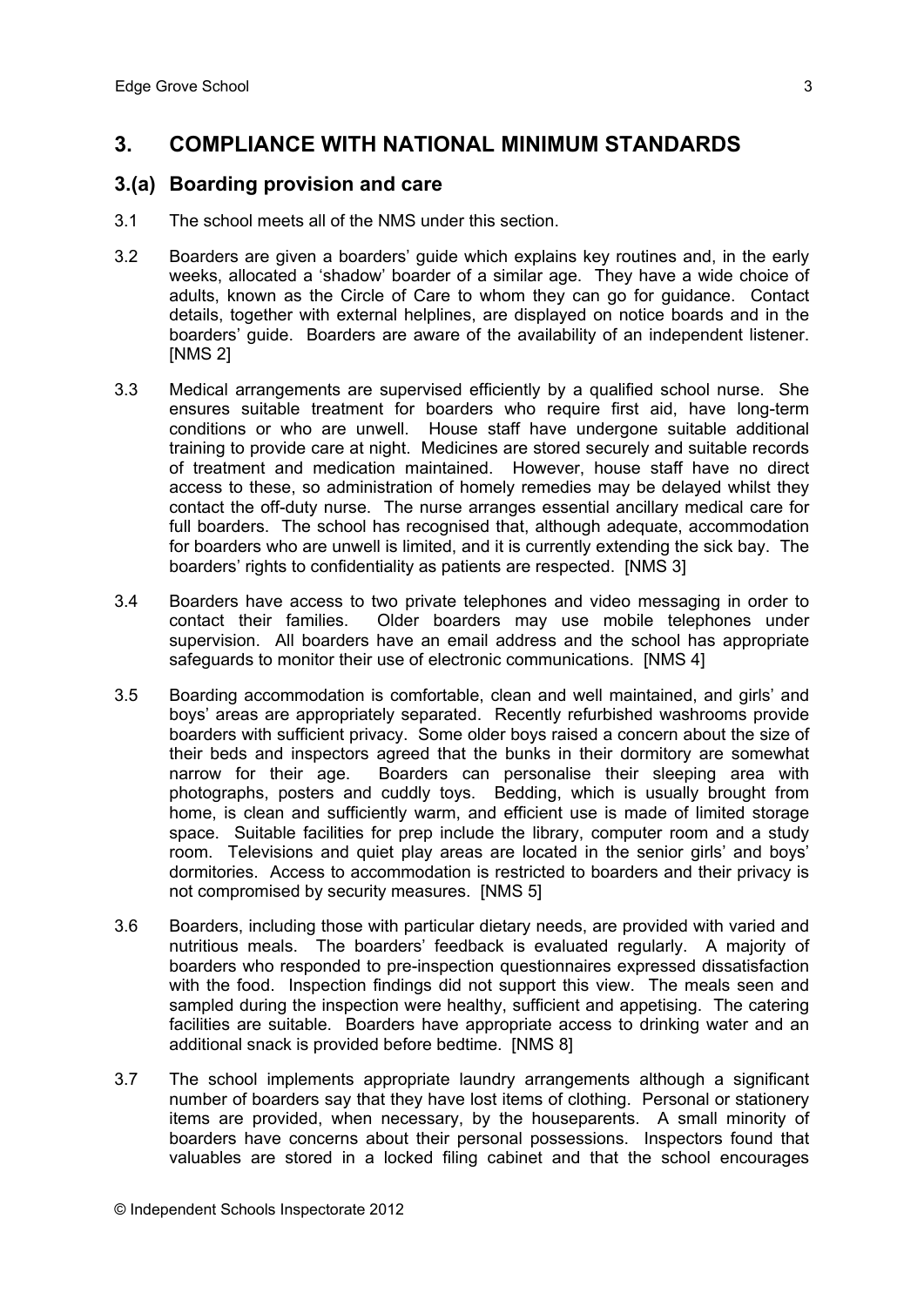## 3. COMPLIANCE WITH NATIONAL MINIMUM STANDARDS

### 3.(a) Boarding provision and care

3.1 The school meets all of the NMS under this section.

3.2 Boarders are given a boarders' guide which explains key routines and, in the early weeks, allocated a 'shadow' boarder of a similar age. They have a wide choice of adults, known as the Circle of Care to whom they can go for guidance. Contact details, together with external helplines, are displayed on notice boards and in the boarders' guide. Boarders are aware of the availability of an independent listener. [NMS 2]

3.3 Medical arrangements are supervised efficiently by a qualified school nurse. She ensures suitable treatment for boarders who require first aid, have long-term conditions or who are unwell. House staff have undergone suitable additional training to provide care at night. Medicines are stored securely and suitable records of treatment and medication maintained. However, house staff have no direct access to these, so administration of homely remedies may be delayed whilst they contact the off-duty nurse. The nurse arranges essential ancillary medical care for full boarders. The school has recognised that, although adequate, accommodation for boarders who are unwell is limited, and it is currently extending the sick bay. The boarders' rights to confidentiality as patients are respected. [NMS 3]

3.4 Boarders have access to two private telephones and video messaging in order to contact their families. Older boarders may use mobile telephones under supervision. All boarders have an email address and the school has appropriate safeguards to monitor their use of electronic communications. [NMS 4]

3.5 Boarding accommodation is comfortable, clean and well maintained, and girls' and boys' areas are appropriately separated. Recently refurbished washrooms provide boarders with sufficient privacy. Some older boys raised a concern about the size of their beds and inspectors agreed that the bunks in their dormitory are somewhat narrow for their age. Boarders can personalise their sleeping area with photographs, posters and cuddly toys. Bedding, which is usually brought from home, is clean and sufficiently warm, and efficient use is made of limited storage space. Suitable facilities for prep include the library, computer room and a study room. Televisions and quiet play areas are located in the senior girls' and boys' dormitories. Access to accommodation is restricted to boarders and their privacy is not compromised by security measures. [NMS 5]

3.6 Boarders, including those with particular dietary needs, are provided with varied and nutritious meals. The boarders' feedback is evaluated regularly. A majority of boarders who responded to pre-inspection questionnaires expressed dissatisfaction with the food. Inspection findings did not support this view. The meals seen and sampled during the inspection were healthy, sufficient and appetising. The catering facilities are suitable. Boarders have appropriate access to drinking water and an additional snack is provided before bedtime. [NMS 8]

3.7 The school implements appropriate laundry arrangements although a significant number of boarders say that they have lost items of clothing. Personal or stationery items are provided, when necessary, by the houseparents. A small minority of boarders have concerns about their personal possessions. Inspectors found that valuables are stored in a locked filing cabinet and that the school encourages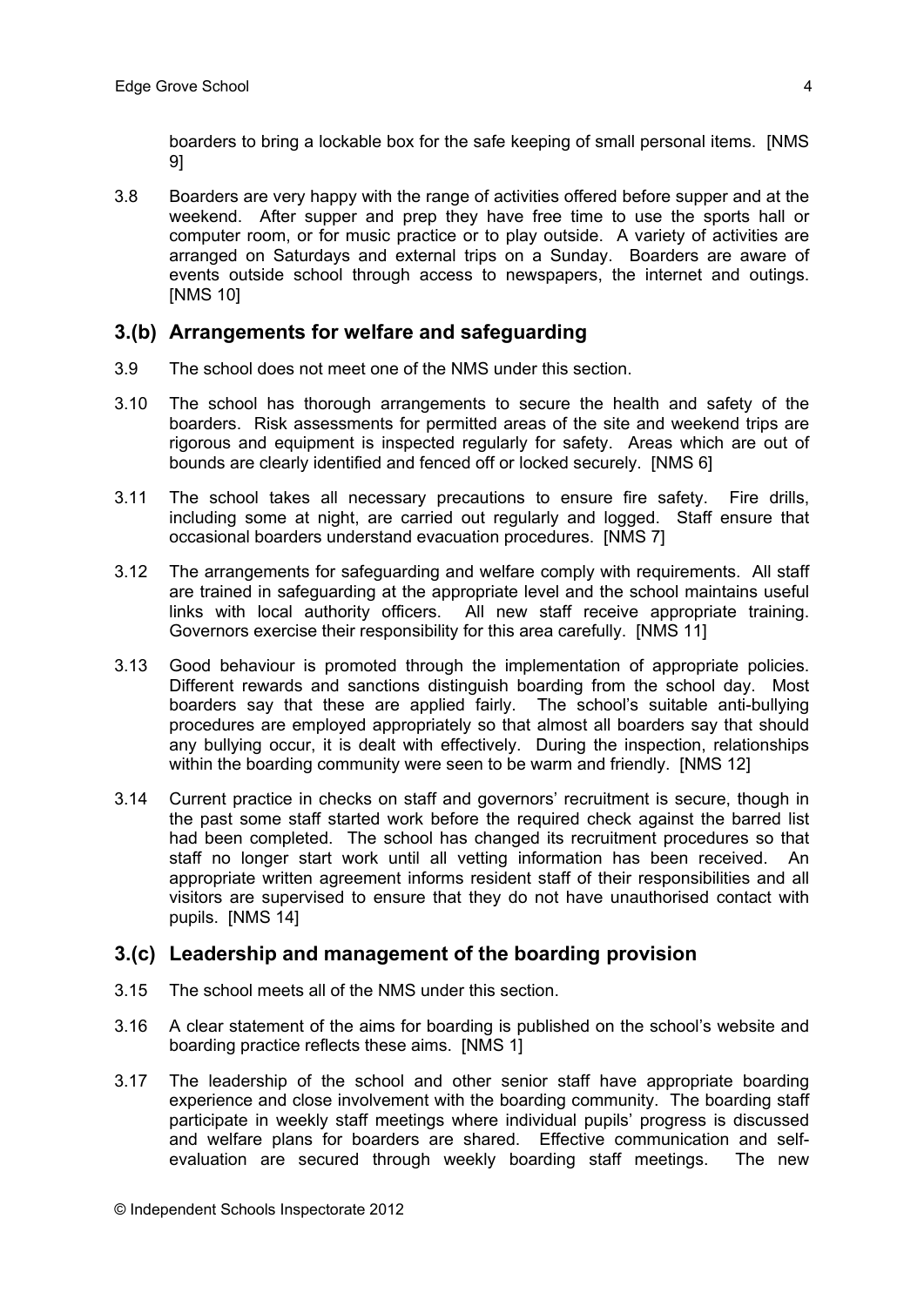boarders to bring a lockable box for the safe keeping of small personal items. [NMS 9]

3.8 Boarders are very happy with the range of activities offered before supper and at the weekend. After supper and prep they have free time to use the sports hall or computer room, or for music practice or to play outside. A variety of activities are arranged on Saturdays and external trips on a Sunday. Boarders are aware of events outside school through access to newspapers, the internet and outings. [NMS 10]

## 3.(b) Arrangements for welfare and safeguarding

3.9 The school does not meet one of the NMS under this section.

3.10 The school has thorough arrangements to secure the health and safety of the boarders. Risk assessments for permitted areas of the site and weekend trips are rigorous and equipment is inspected regularly for safety. Areas which are out of bounds are clearly identified and fenced off or locked securely. [NMS 6]

3.11 The school takes all necessary precautions to ensure fire safety. Fire drills, including some at night, are carried out regularly and logged. Staff ensure that occasional boarders understand evacuation procedures. [NMS 7]

3.12 The arrangements for safeguarding and welfare comply with requirements. All staff are trained in safeguarding at the appropriate level and the school maintains useful links with local authority officers. All new staff receive appropriate training. Governors exercise their responsibility for this area carefully. [NMS 11]

3.13 Good behaviour is promoted through the implementation of appropriate policies. Different rewards and sanctions distinguish boarding from the school day. Most boarders say that these are applied fairly. The school's suitable anti-bullying procedures are employed appropriately so that almost all boarders say that should any bullying occur, it is dealt with effectively. During the inspection, relationships within the boarding community were seen to be warm and friendly. [NMS 12]

3.14 Current practice in checks on staff and governors' recruitment is secure, though in the past some staff started work before the required check against the barred list had been completed. The school has changed its recruitment procedures so that staff no longer start work until all vetting information has been received. An appropriate written agreement informs resident staff of their responsibilities and all visitors are supervised to ensure that they do not have unauthorised contact with pupils. [NMS 14]

## 3.(c) Leadership and management of the boarding provision

3.15 The school meets all of the NMS under this section.

3.16 A clear statement of the aims for boarding is published on the school's website and boarding practice reflects these aims. [NMS 1]

3.17 The leadership of the school and other senior staff have appropriate boarding experience and close involvement with the boarding community. The boarding staff participate in weekly staff meetings where individual pupils' progress is discussed and welfare plans for boarders are shared. Effective communication and self-evaluation are secured through weekly boarding staff meetings. The new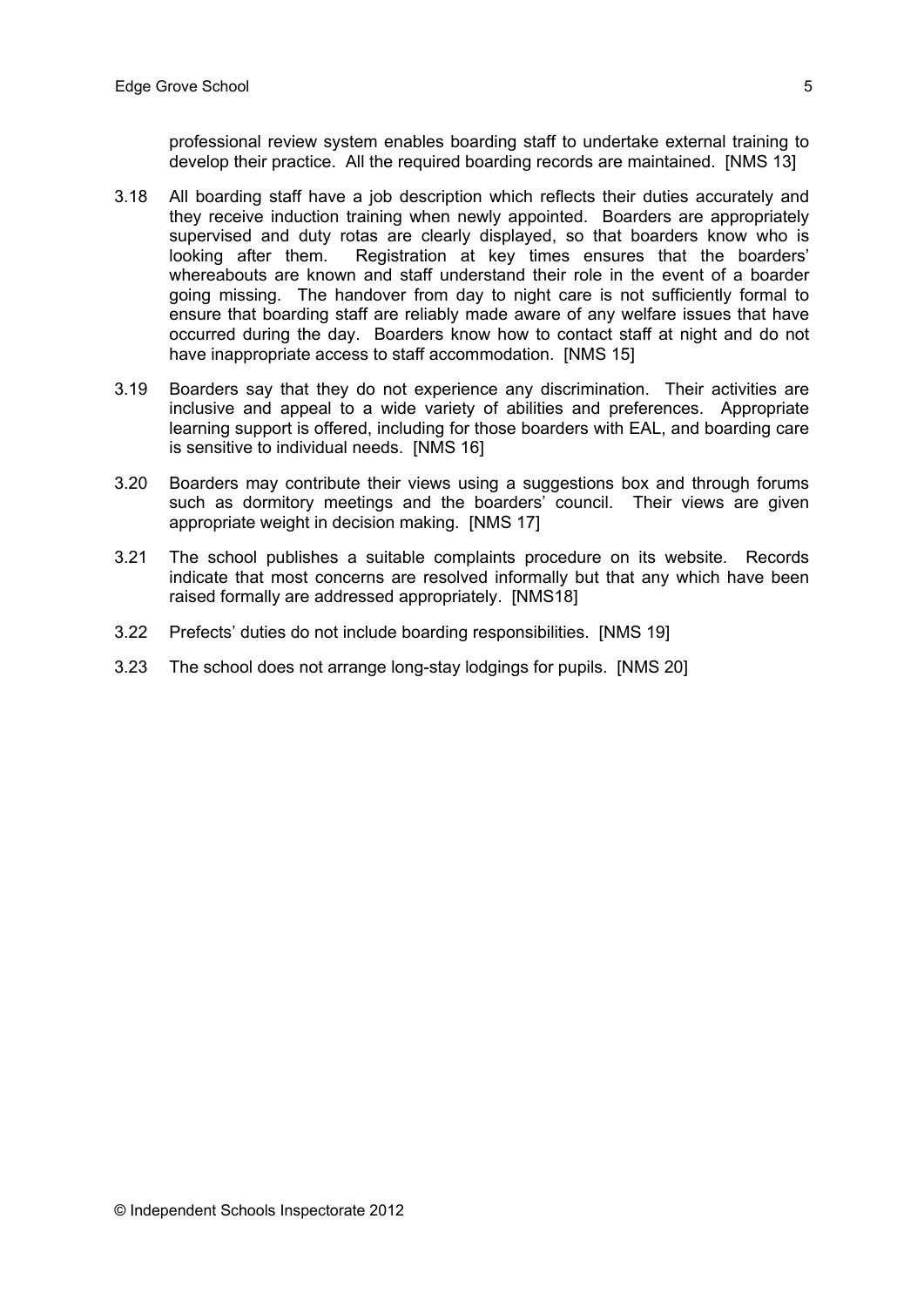professional review system enables boarding staff to undertake external training to develop their practice. All the required boarding records are maintained. [NMS 13]

3.18 All boarding staff have a job description which reflects their duties accurately and they receive induction training when newly appointed. Boarders are appropriately supervised and duty rotas are clearly displayed, so that boarders know who is looking after them. Registration at key times ensures that the boarders' whereabouts are known and staff understand their role in the event of a boarder going missing. The handover from day to night care is not sufficiently formal to ensure that boarding staff are reliably made aware of any welfare issues that have occurred during the day. Boarders know how to contact staff at night and do not have inappropriate access to staff accommodation. [NMS 15]

3.19 Boarders say that they do not experience any discrimination. Their activities are inclusive and appeal to a wide variety of abilities and preferences. Appropriate learning support is offered, including for those boarders with EAL, and boarding care is sensitive to individual needs. [NMS 16]

3.20 Boarders may contribute their views using a suggestions box and through forums such as dormitory meetings and the boarders' council. Their views are given appropriate weight in decision making. [NMS 17]

3.21 The school publishes a suitable complaints procedure on its website. Records indicate that most concerns are resolved informally but that any which have been raised formally are addressed appropriately. [NMS18]

3.22 Prefects' duties do not include boarding responsibilities. [NMS 19]

3.23 The school does not arrange long-stay lodgings for pupils. [NMS 20]